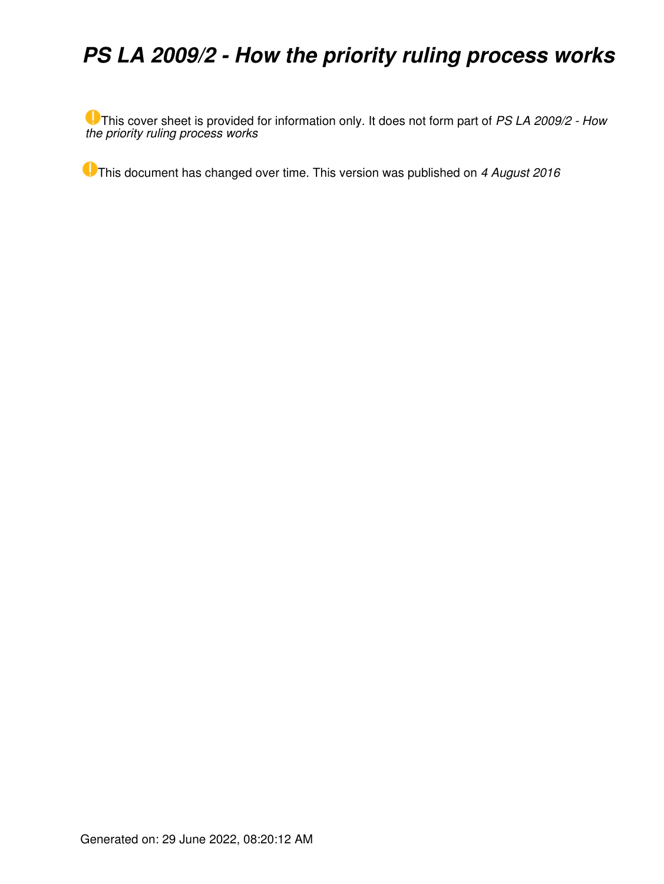# *PS LA 2009/2 - How the priority ruling process works*

This cover sheet is provided for information only. It does not form part of *PS LA 2009/2 - How the priority ruling process works*

This document has changed over time. This version was published on *4 August 2016*

Generated on: 29 June 2022, 08:20:12 AM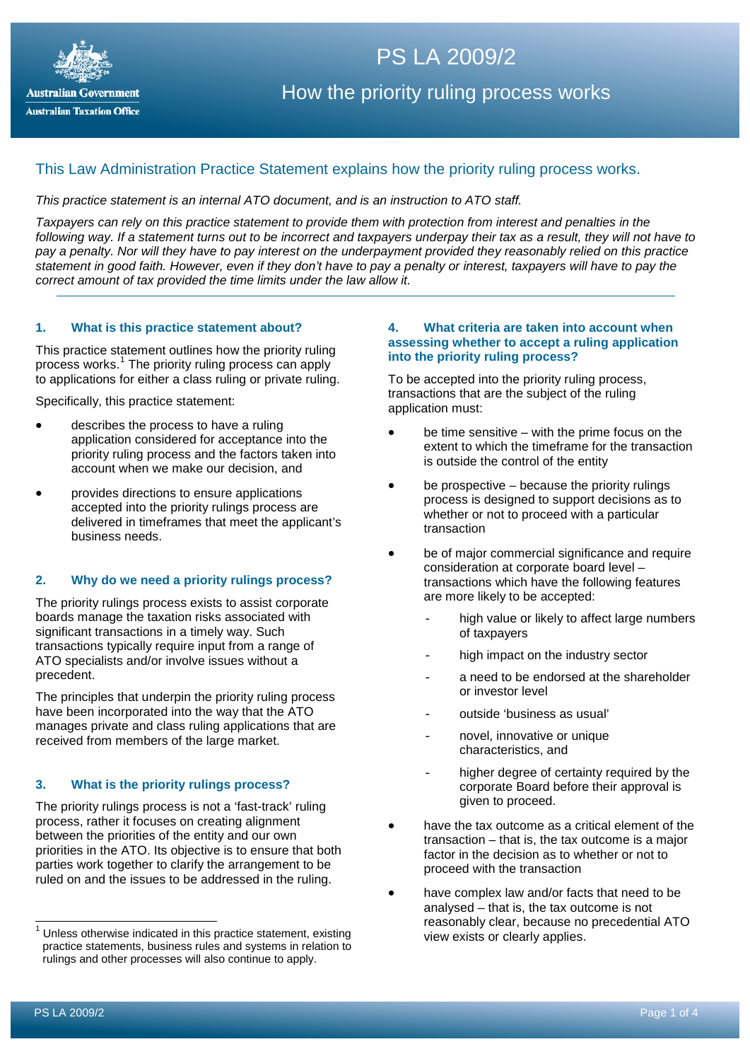# PS LA 2009/2

## How the priority ruling process works

This Law Administration Practice Statement explains how the priority ruling process works.

*This practice statement is an internal ATO document, and is an instruction to ATO staff.*

*Taxpayers can rely on this practice statement to provide them with protection from interest and penalties in the following way. If a statement turns out to be incorrect and taxpayers underpay their tax as a result, they will not have to pay a penalty. Nor will they have to pay interest on the underpayment provided they reasonably relied on this practice statement in good faith. However, even if they don't have to pay a penalty or interest, taxpayers will have to pay the correct amount of tax provided the time limits under the law allow it.*

---

### 1. What is this practice statement about?

This practice statement outlines how the priority ruling process works.[1] The priority ruling process can apply to applications for either a class ruling or private ruling.

Specifically, this practice statement:

- describes the process to have a ruling application considered for acceptance into the priority ruling process and the factors taken into account when we make our decision, and
- provides directions to ensure applications accepted into the priority rulings process are delivered in timeframes that meet the applicant's business needs.

### 2. Why do we need a priority rulings process?

The priority rulings process exists to assist corporate boards manage the taxation risks associated with significant transactions in a timely way. Such transactions typically require input from a range of ATO specialists and/or involve issues without a precedent.

The principles that underpin the priority ruling process have been incorporated into the way that the ATO manages private and class ruling applications that are received from members of the large market.

### 3. What is the priority rulings process?

The priority rulings process is not a 'fast-track' ruling process, rather it focuses on creating alignment between the priorities of the entity and our own priorities in the ATO. Its objective is to ensure that both parties work together to clarify the arrangement to be ruled on and the issues to be addressed in the ruling.

### 4. What criteria are taken into account when assessing whether to accept a ruling application into the priority ruling process?

To be accepted into the priority ruling process, transactions that are the subject of the ruling application must:

- be time sensitive – with the prime focus on the extent to which the timeframe for the transaction is outside the control of the entity
- be prospective – because the priority rulings process is designed to support decisions as to whether or not to proceed with a particular transaction
- be of major commercial significance and require consideration at corporate board level – transactions which have the following features are more likely to be accepted:
  - high value or likely to affect large numbers of taxpayers
  - high impact on the industry sector
  - a need to be endorsed at the shareholder or investor level
  - outside 'business as usual'
  - novel, innovative or unique characteristics, and
  - higher degree of certainty required by the corporate Board before their approval is given to proceed.
- have the tax outcome as a critical element of the transaction – that is, the tax outcome is a major factor in the decision as to whether or not to proceed with the transaction
- have complex law and/or facts that need to be analysed – that is, the tax outcome is not reasonably clear, because no precedential ATO view exists or clearly applies.

---

[1] Unless otherwise indicated in this practice statement, existing practice statements, business rules and systems in relation to rulings and other processes will also continue to apply.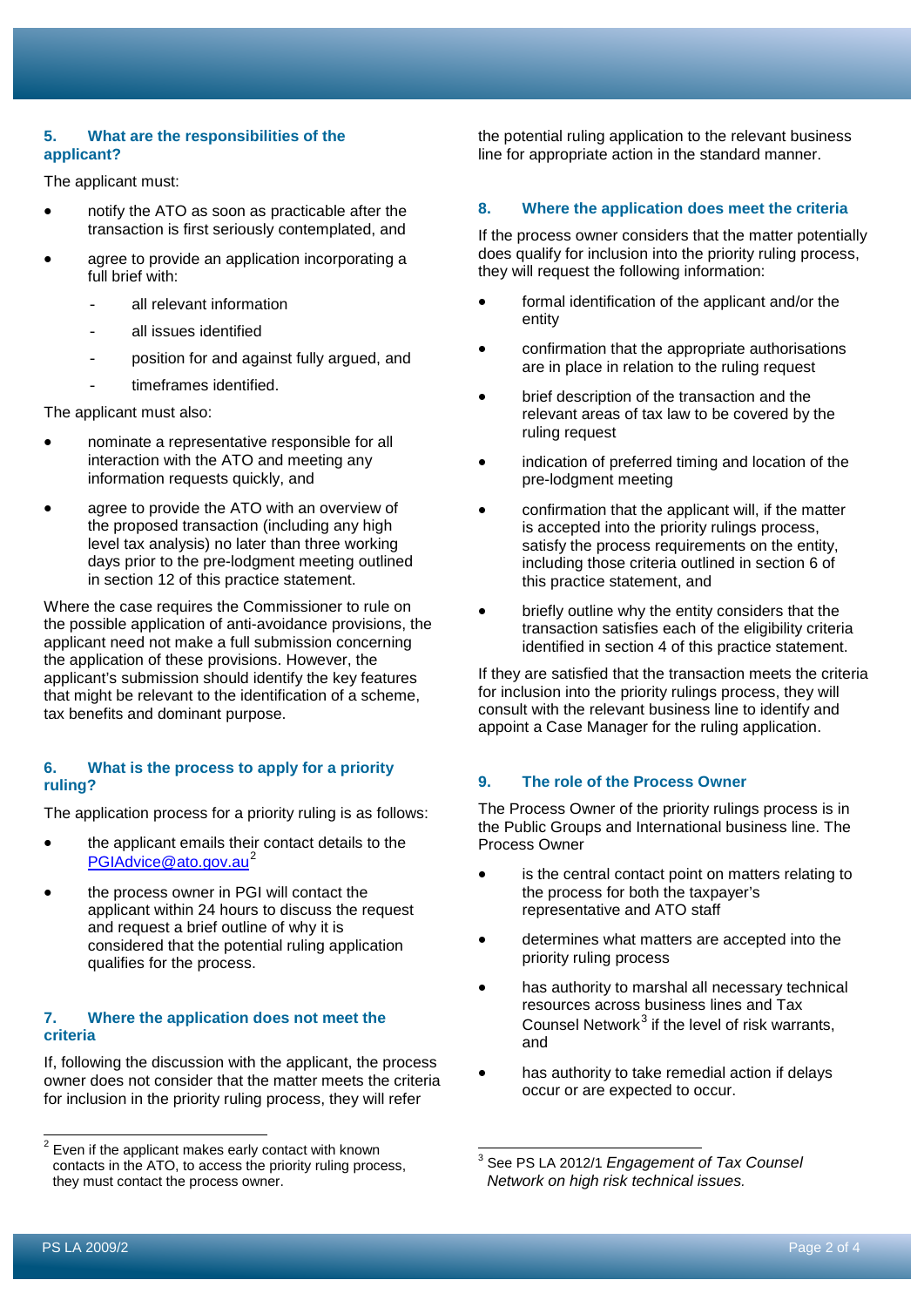## 5. What are the responsibilities of the applicant?

The applicant must:

- notify the ATO as soon as practicable after the transaction is first seriously contemplated, and
- agree to provide an application incorporating a full brief with:
  - all relevant information
  - all issues identified
  - position for and against fully argued, and
  - timeframes identified.

The applicant must also:

- nominate a representative responsible for all interaction with the ATO and meeting any information requests quickly, and
- agree to provide the ATO with an overview of the proposed transaction (including any high level tax analysis) no later than three working days prior to the pre-lodgment meeting outlined in section 12 of this practice statement.

Where the case requires the Commissioner to rule on the possible application of anti-avoidance provisions, the applicant need not make a full submission concerning the application of these provisions. However, the applicant's submission should identify the key features that might be relevant to the identification of a scheme, tax benefits and dominant purpose.

## 6. What is the process to apply for a priority ruling?

The application process for a priority ruling is as follows:

- the applicant emails their contact details to the PGIAdvice@ato.gov.au[2]
- the process owner in PGI will contact the applicant within 24 hours to discuss the request and request a brief outline of why it is considered that the potential ruling application qualifies for the process.

## 7. Where the application does not meet the criteria

If, following the discussion with the applicant, the process owner does not consider that the matter meets the criteria for inclusion in the priority ruling process, they will refer the potential ruling application to the relevant business line for appropriate action in the standard manner.

## 8. Where the application does meet the criteria

If the process owner considers that the matter potentially does qualify for inclusion into the priority ruling process, they will request the following information:

- formal identification of the applicant and/or the entity
- confirmation that the appropriate authorisations are in place in relation to the ruling request
- brief description of the transaction and the relevant areas of tax law to be covered by the ruling request
- indication of preferred timing and location of the pre-lodgment meeting
- confirmation that the applicant will, if the matter is accepted into the priority rulings process, satisfy the process requirements on the entity, including those criteria outlined in section 6 of this practice statement, and
- briefly outline why the entity considers that the transaction satisfies each of the eligibility criteria identified in section 4 of this practice statement.

If they are satisfied that the transaction meets the criteria for inclusion into the priority rulings process, they will consult with the relevant business line to identify and appoint a Case Manager for the ruling application.

## 9. The role of the Process Owner

The Process Owner of the priority rulings process is in the Public Groups and International business line. The Process Owner

- is the central contact point on matters relating to the process for both the taxpayer's representative and ATO staff
- determines what matters are accepted into the priority ruling process
- has authority to marshal all necessary technical resources across business lines and Tax Counsel Network[3] if the level of risk warrants, and
- has authority to take remedial action if delays occur or are expected to occur.

---

[2] Even if the applicant makes early contact with known contacts in the ATO, to access the priority ruling process, they must contact the process owner.

[3] See PS LA 2012/1 *Engagement of Tax Counsel Network on high risk technical issues.*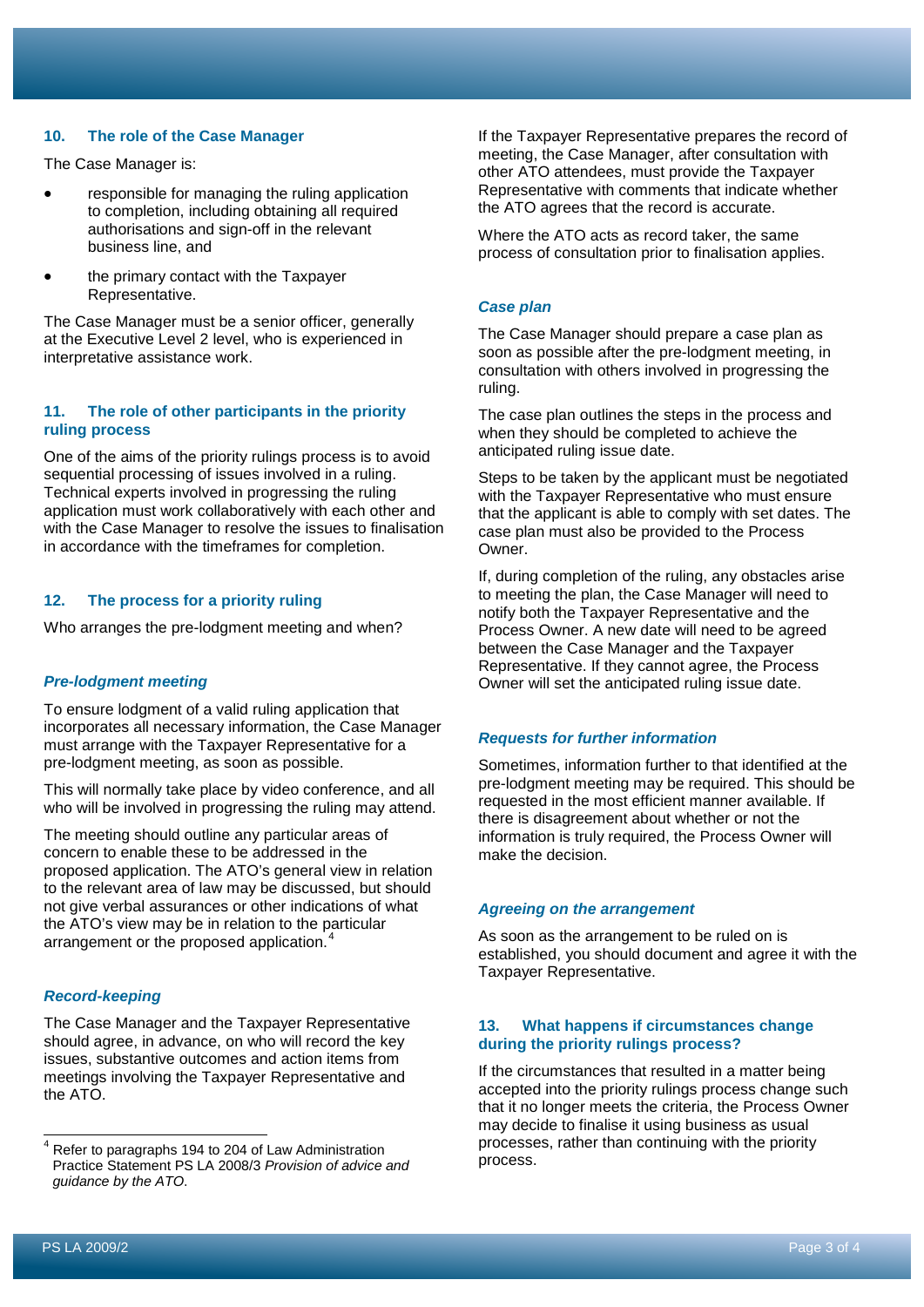## 10. The role of the Case Manager

The Case Manager is:

- responsible for managing the ruling application to completion, including obtaining all required authorisations and sign-off in the relevant business line, and
- the primary contact with the Taxpayer Representative.

The Case Manager must be a senior officer, generally at the Executive Level 2 level, who is experienced in interpretative assistance work.

## 11. The role of other participants in the priority ruling process

One of the aims of the priority rulings process is to avoid sequential processing of issues involved in a ruling. Technical experts involved in progressing the ruling application must work collaboratively with each other and with the Case Manager to resolve the issues to finalisation in accordance with the timeframes for completion.

## 12. The process for a priority ruling

Who arranges the pre-lodgment meeting and when?

### *Pre-lodgment meeting*

To ensure lodgment of a valid ruling application that incorporates all necessary information, the Case Manager must arrange with the Taxpayer Representative for a pre-lodgment meeting, as soon as possible.

This will normally take place by video conference, and all who will be involved in progressing the ruling may attend.

The meeting should outline any particular areas of concern to enable these to be addressed in the proposed application. The ATO's general view in relation to the relevant area of law may be discussed, but should not give verbal assurances or other indications of what the ATO's view may be in relation to the particular arrangement or the proposed application.[4]

### *Record-keeping*

The Case Manager and the Taxpayer Representative should agree, in advance, on who will record the key issues, substantive outcomes and action items from meetings involving the Taxpayer Representative and the ATO.

If the Taxpayer Representative prepares the record of meeting, the Case Manager, after consultation with other ATO attendees, must provide the Taxpayer Representative with comments that indicate whether the ATO agrees that the record is accurate.

Where the ATO acts as record taker, the same process of consultation prior to finalisation applies.

### *Case plan*

The Case Manager should prepare a case plan as soon as possible after the pre-lodgment meeting, in consultation with others involved in progressing the ruling.

The case plan outlines the steps in the process and when they should be completed to achieve the anticipated ruling issue date.

Steps to be taken by the applicant must be negotiated with the Taxpayer Representative who must ensure that the applicant is able to comply with set dates. The case plan must also be provided to the Process Owner.

If, during completion of the ruling, any obstacles arise to meeting the plan, the Case Manager will need to notify both the Taxpayer Representative and the Process Owner. A new date will need to be agreed between the Case Manager and the Taxpayer Representative. If they cannot agree, the Process Owner will set the anticipated ruling issue date.

### *Requests for further information*

Sometimes, information further to that identified at the pre-lodgment meeting may be required. This should be requested in the most efficient manner available. If there is disagreement about whether or not the information is truly required, the Process Owner will make the decision.

### *Agreeing on the arrangement*

As soon as the arrangement to be ruled on is established, you should document and agree it with the Taxpayer Representative.

## 13. What happens if circumstances change during the priority rulings process?

If the circumstances that resulted in a matter being accepted into the priority rulings process change such that it no longer meets the criteria, the Process Owner may decide to finalise it using business as usual processes, rather than continuing with the priority process.

---

[4] Refer to paragraphs 194 to 204 of Law Administration Practice Statement PS LA 2008/3 *Provision of advice and guidance by the ATO*.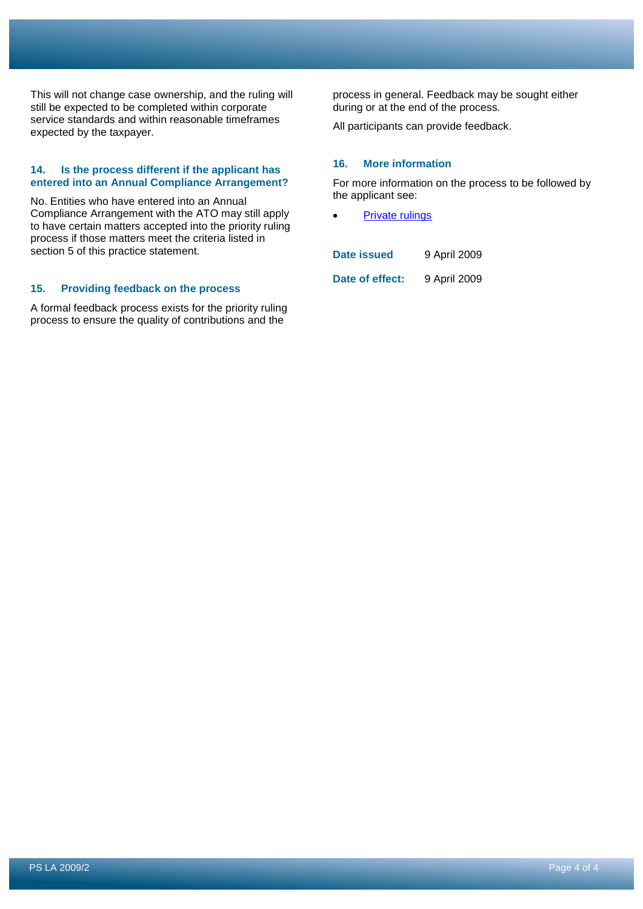This will not change case ownership, and the ruling will still be expected to be completed within corporate service standards and within reasonable timeframes expected by the taxpayer.

### 14. Is the process different if the applicant has entered into an Annual Compliance Arrangement?

No. Entities who have entered into an Annual Compliance Arrangement with the ATO may still apply to have certain matters accepted into the priority ruling process if those matters meet the criteria listed in section 5 of this practice statement.

### 15. Providing feedback on the process

A formal feedback process exists for the priority ruling process to ensure the quality of contributions and the process in general. Feedback may be sought either during or at the end of the process.

All participants can provide feedback.

### 16. More information

For more information on the process to be followed by the applicant see:

- Private rulings

| | |
|---|---|
| **Date issued** | 9 April 2009 |
| **Date of effect:** | 9 April 2009 |